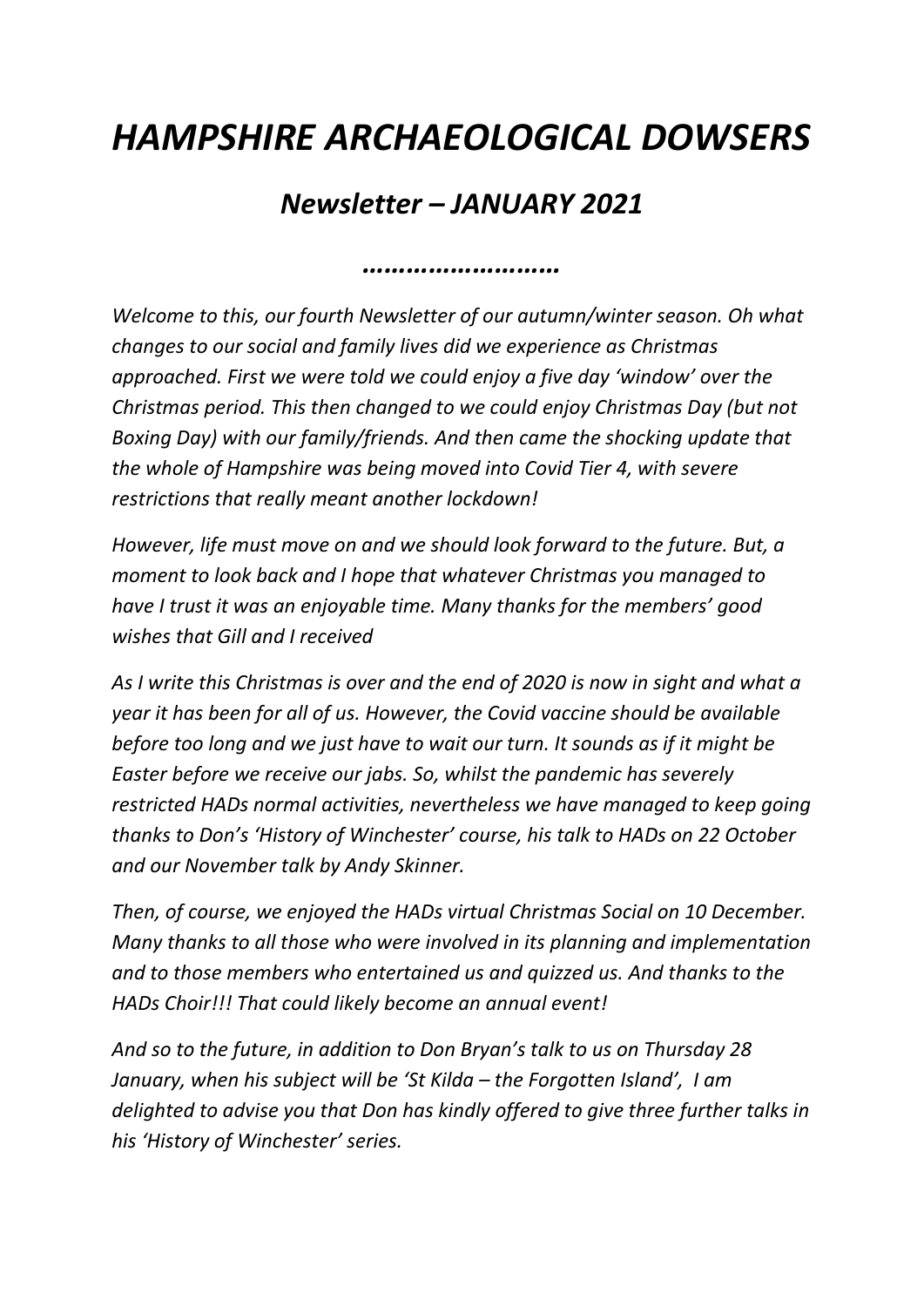# *HAMPSHIRE ARCHAEOLOGICAL DOWSERS*

## *Newsletter – JANUARY 2021*

***……………………***

*Welcome to this, our fourth Newsletter of our autumn/winter season. Oh what changes to our social and family lives did we experience as Christmas approached. First we were told we could enjoy a five day 'window' over the Christmas period. This then changed to we could enjoy Christmas Day (but not Boxing Day) with our family/friends. And then came the shocking update that the whole of Hampshire was being moved into Covid Tier 4, with severe restrictions that really meant another lockdown!*

*However, life must move on and we should look forward to the future. But, a moment to look back and I hope that whatever Christmas you managed to have I trust it was an enjoyable time. Many thanks for the members' good wishes that Gill and I received*

*As I write this Christmas is over and the end of 2020 is now in sight and what a year it has been for all of us. However, the Covid vaccine should be available before too long and we just have to wait our turn. It sounds as if it might be Easter before we receive our jabs. So, whilst the pandemic has severely restricted HADs normal activities, nevertheless we have managed to keep going thanks to Don's 'History of Winchester' course, his talk to HADs on 22 October and our November talk by Andy Skinner.*

*Then, of course, we enjoyed the HADs virtual Christmas Social on 10 December. Many thanks to all those who were involved in its planning and implementation and to those members who entertained us and quizzed us. And thanks to the HADs Choir!!! That could likely become an annual event!*

*And so to the future, in addition to Don Bryan's talk to us on Thursday 28 January, when his subject will be 'St Kilda – the Forgotten Island', I am delighted to advise you that Don has kindly offered to give three further talks in his 'History of Winchester' series.*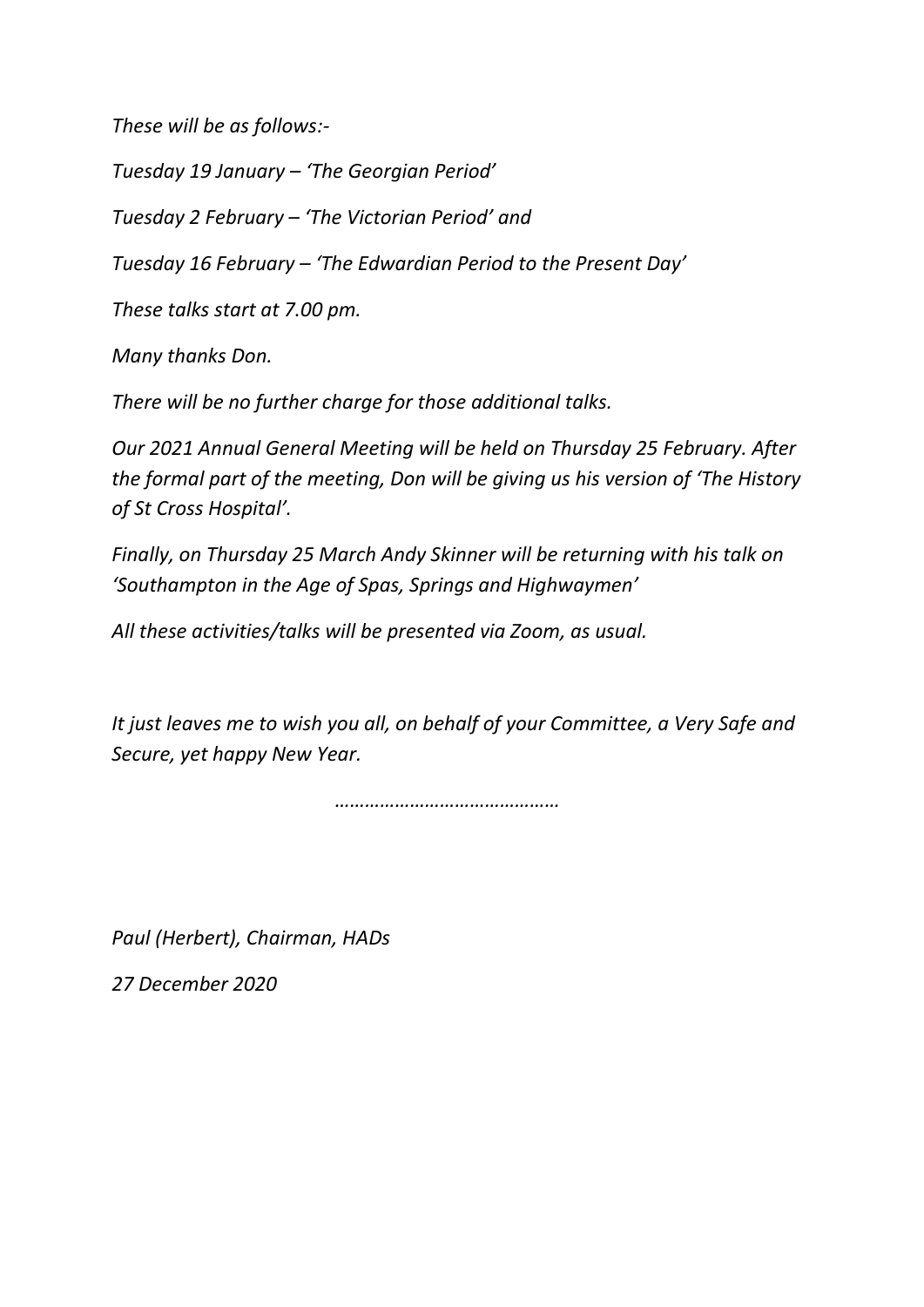*These will be as follows:-*

*Tuesday 19 January – 'The Georgian Period'*

*Tuesday 2 February – 'The Victorian Period' and*

*Tuesday 16 February – 'The Edwardian Period to the Present Day'*

*These talks start at 7.00 pm.*

*Many thanks Don.*

*There will be no further charge for those additional talks.*

*Our 2021 Annual General Meeting will be held on Thursday 25 February. After the formal part of the meeting, Don will be giving us his version of 'The History of St Cross Hospital'.*

*Finally, on Thursday 25 March Andy Skinner will be returning with his talk on 'Southampton in the Age of Spas, Springs and Highwaymen'*

*All these activities/talks will be presented via Zoom, as usual.*

*It just leaves me to wish you all, on behalf of your Committee, a Very Safe and Secure, yet happy New Year.*

*……………………………………*

*Paul (Herbert), Chairman, HADs*

*27 December 2020*